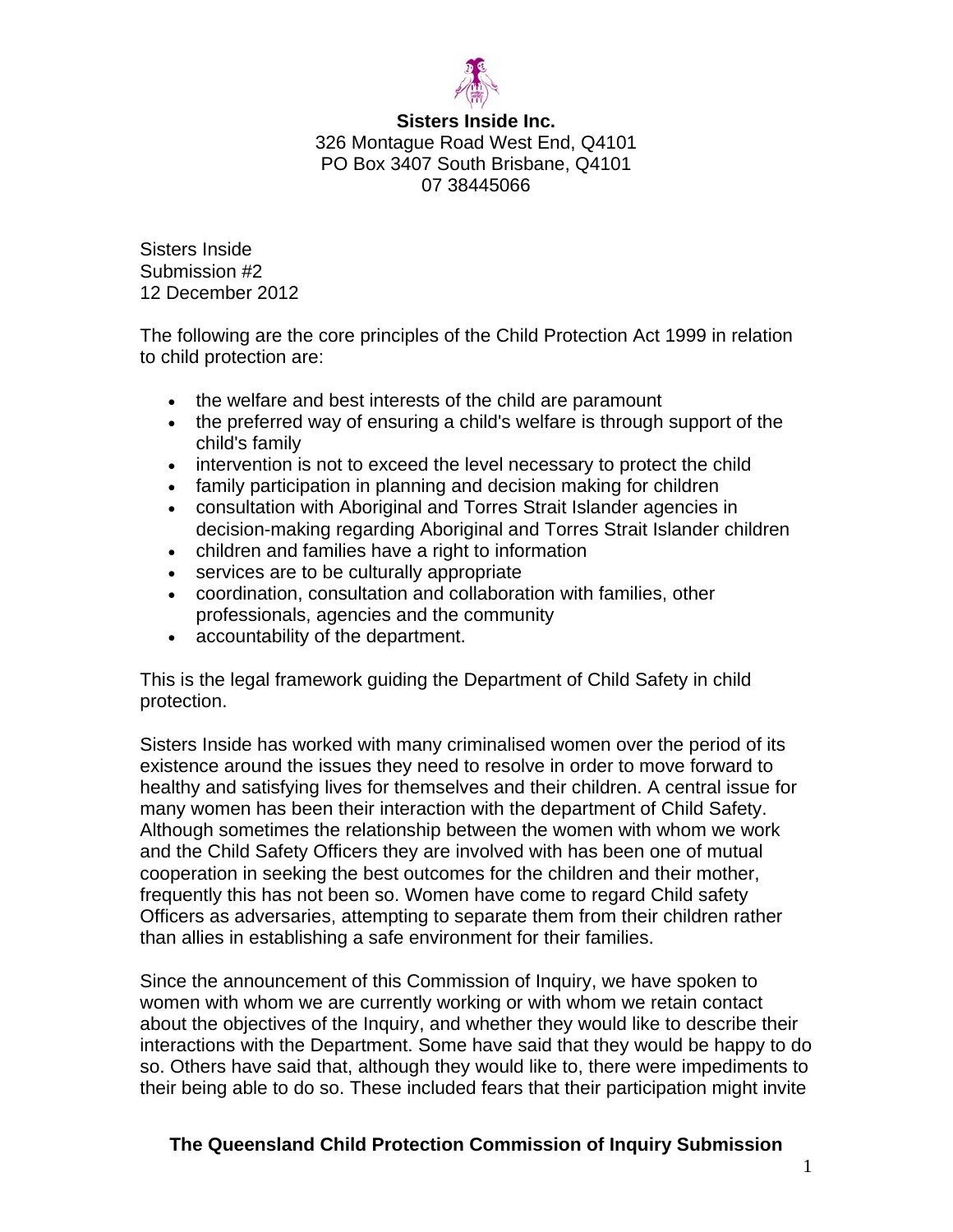**Sisters Inside Inc.**
326 Montague Road West End, Q4101
PO Box 3407 South Brisbane, Q4101
07 38445066

Sisters Inside
Submission #2
12 December 2012

The following are the core principles of the Child Protection Act 1999 in relation to child protection are:

- the welfare and best interests of the child are paramount
- the preferred way of ensuring a child's welfare is through support of the child's family
- intervention is not to exceed the level necessary to protect the child
- family participation in planning and decision making for children
- consultation with Aboriginal and Torres Strait Islander agencies in decision-making regarding Aboriginal and Torres Strait Islander children
- children and families have a right to information
- services are to be culturally appropriate
- coordination, consultation and collaboration with families, other professionals, agencies and the community
- accountability of the department.

This is the legal framework guiding the Department of Child Safety in child protection.

Sisters Inside has worked with many criminalised women over the period of its existence around the issues they need to resolve in order to move forward to healthy and satisfying lives for themselves and their children. A central issue for many women has been their interaction with the department of Child Safety. Although sometimes the relationship between the women with whom we work and the Child Safety Officers they are involved with has been one of mutual cooperation in seeking the best outcomes for the children and their mother, frequently this has not been so. Women have come to regard Child safety Officers as adversaries, attempting to separate them from their children rather than allies in establishing a safe environment for their families.

Since the announcement of this Commission of Inquiry, we have spoken to women with whom we are currently working or with whom we retain contact about the objectives of the Inquiry, and whether they would like to describe their interactions with the Department. Some have said that they would be happy to do so. Others have said that, although they would like to, there were impediments to their being able to do so. These included fears that their participation might invite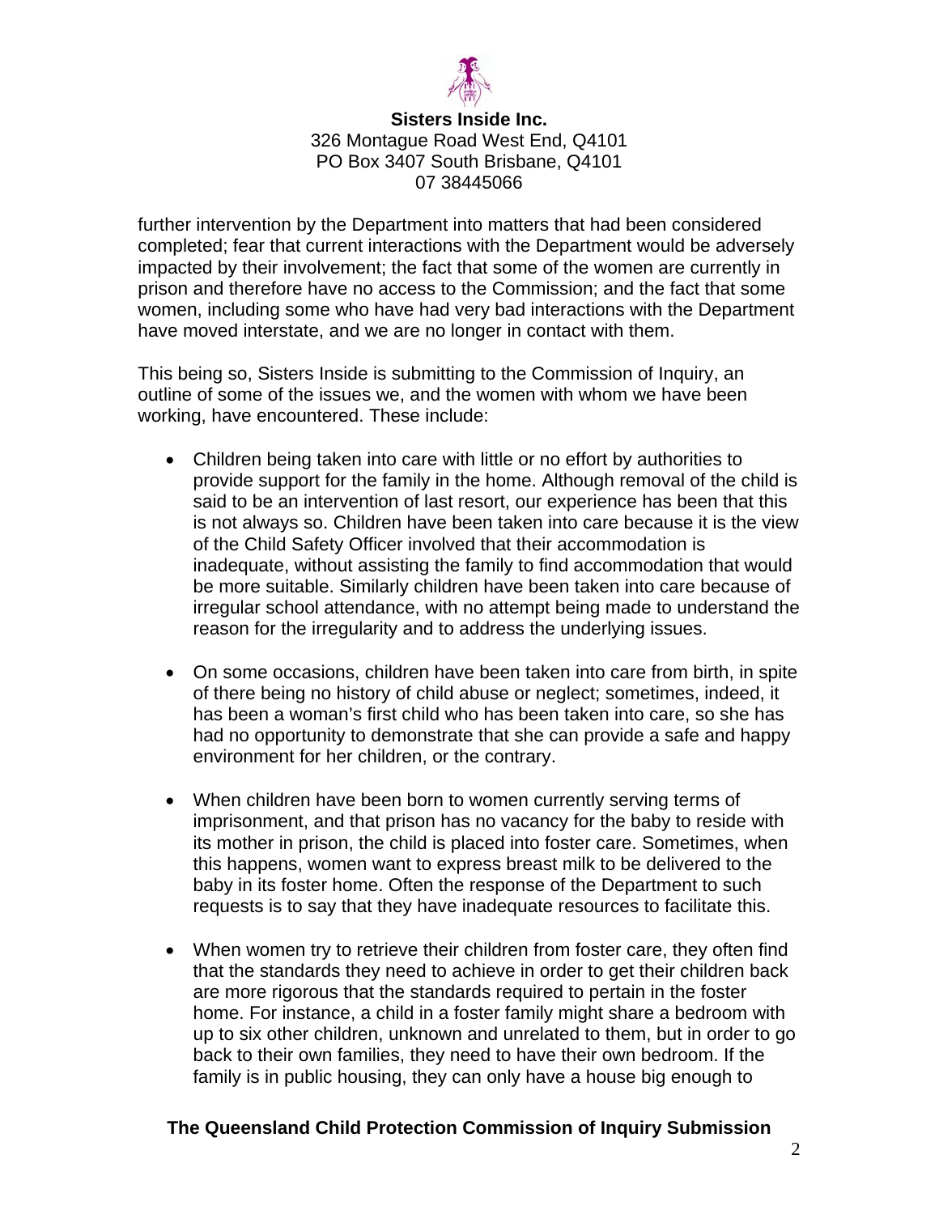further intervention by the Department into matters that had been considered completed; fear that current interactions with the Department would be adversely impacted by their involvement; the fact that some of the women are currently in prison and therefore have no access to the Commission; and the fact that some women, including some who have had very bad interactions with the Department have moved interstate, and we are no longer in contact with them.

This being so, Sisters Inside is submitting to the Commission of Inquiry, an outline of some of the issues we, and the women with whom we have been working, have encountered. These include:

- Children being taken into care with little or no effort by authorities to provide support for the family in the home. Although removal of the child is said to be an intervention of last resort, our experience has been that this is not always so. Children have been taken into care because it is the view of the Child Safety Officer involved that their accommodation is inadequate, without assisting the family to find accommodation that would be more suitable. Similarly children have been taken into care because of irregular school attendance, with no attempt being made to understand the reason for the irregularity and to address the underlying issues.

- On some occasions, children have been taken into care from birth, in spite of there being no history of child abuse or neglect; sometimes, indeed, it has been a woman's first child who has been taken into care, so she has had no opportunity to demonstrate that she can provide a safe and happy environment for her children, or the contrary.

- When children have been born to women currently serving terms of imprisonment, and that prison has no vacancy for the baby to reside with its mother in prison, the child is placed into foster care. Sometimes, when this happens, women want to express breast milk to be delivered to the baby in its foster home. Often the response of the Department to such requests is to say that they have inadequate resources to facilitate this.

- When women try to retrieve their children from foster care, they often find that the standards they need to achieve in order to get their children back are more rigorous that the standards required to pertain in the foster home. For instance, a child in a foster family might share a bedroom with up to six other children, unknown and unrelated to them, but in order to go back to their own families, they need to have their own bedroom. If the family is in public housing, they can only have a house big enough to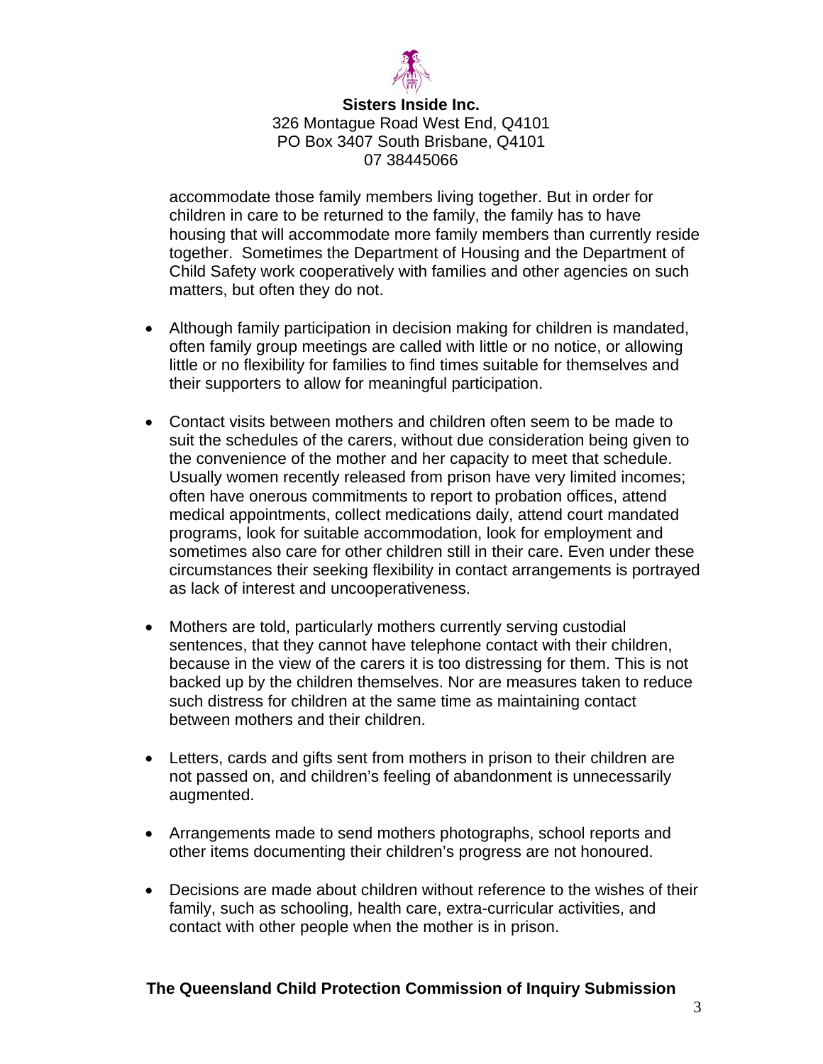accommodate those family members living together. But in order for children in care to be returned to the family, the family has to have housing that will accommodate more family members than currently reside together. Sometimes the Department of Housing and the Department of Child Safety work cooperatively with families and other agencies on such matters, but often they do not.

- Although family participation in decision making for children is mandated, often family group meetings are called with little or no notice, or allowing little or no flexibility for families to find times suitable for themselves and their supporters to allow for meaningful participation.

- Contact visits between mothers and children often seem to be made to suit the schedules of the carers, without due consideration being given to the convenience of the mother and her capacity to meet that schedule. Usually women recently released from prison have very limited incomes; often have onerous commitments to report to probation offices, attend medical appointments, collect medications daily, attend court mandated programs, look for suitable accommodation, look for employment and sometimes also care for other children still in their care. Even under these circumstances their seeking flexibility in contact arrangements is portrayed as lack of interest and uncooperativeness.

- Mothers are told, particularly mothers currently serving custodial sentences, that they cannot have telephone contact with their children, because in the view of the carers it is too distressing for them. This is not backed up by the children themselves. Nor are measures taken to reduce such distress for children at the same time as maintaining contact between mothers and their children.

- Letters, cards and gifts sent from mothers in prison to their children are not passed on, and children's feeling of abandonment is unnecessarily augmented.

- Arrangements made to send mothers photographs, school reports and other items documenting their children's progress are not honoured.

- Decisions are made about children without reference to the wishes of their family, such as schooling, health care, extra-curricular activities, and contact with other people when the mother is in prison.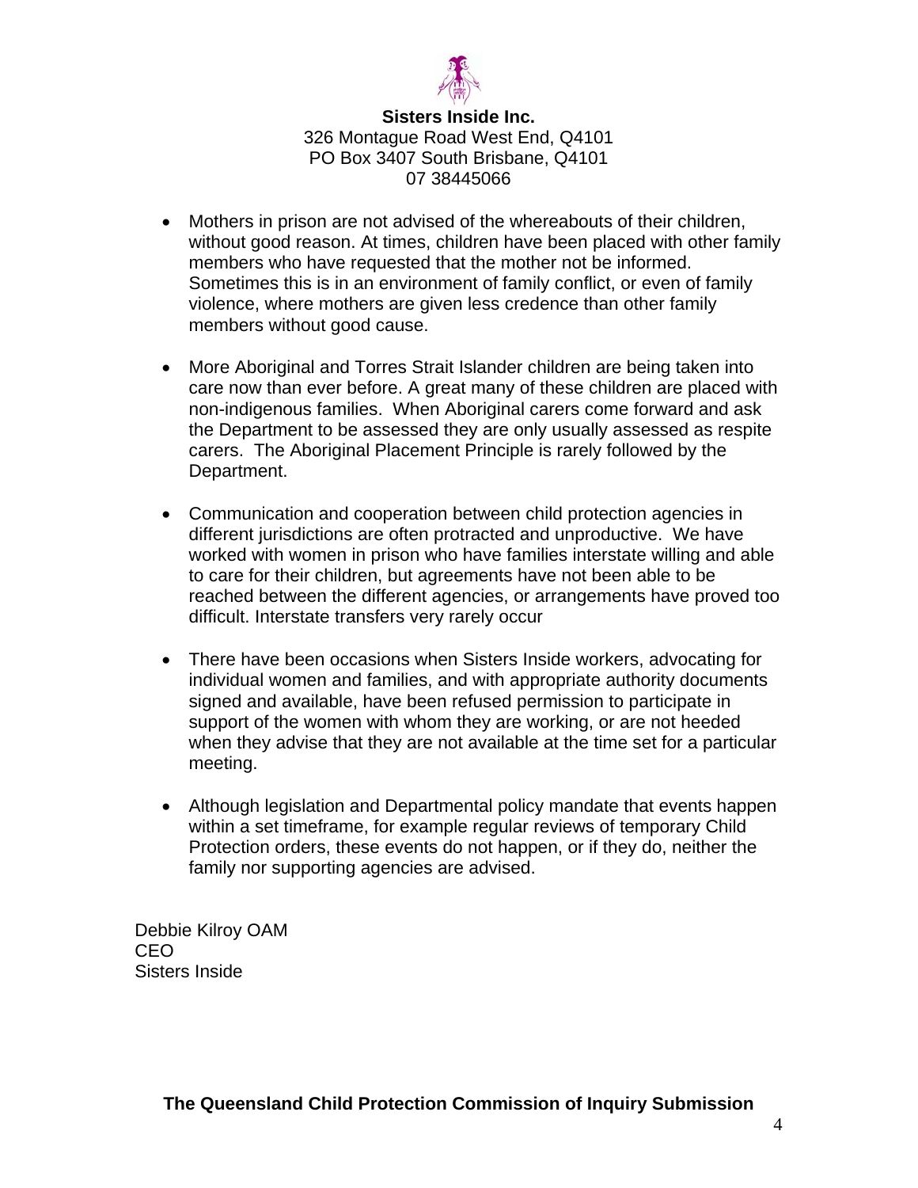**Sisters Inside Inc.**
326 Montague Road West End, Q4101
PO Box 3407 South Brisbane, Q4101
07 38445066

- Mothers in prison are not advised of the whereabouts of their children, without good reason. At times, children have been placed with other family members who have requested that the mother not be informed. Sometimes this is in an environment of family conflict, or even of family violence, where mothers are given less credence than other family members without good cause.

- More Aboriginal and Torres Strait Islander children are being taken into care now than ever before. A great many of these children are placed with non-indigenous families. When Aboriginal carers come forward and ask the Department to be assessed they are only usually assessed as respite carers. The Aboriginal Placement Principle is rarely followed by the Department.

- Communication and cooperation between child protection agencies in different jurisdictions are often protracted and unproductive. We have worked with women in prison who have families interstate willing and able to care for their children, but agreements have not been able to be reached between the different agencies, or arrangements have proved too difficult. Interstate transfers very rarely occur

- There have been occasions when Sisters Inside workers, advocating for individual women and families, and with appropriate authority documents signed and available, have been refused permission to participate in support of the women with whom they are working, or are not heeded when they advise that they are not available at the time set for a particular meeting.

- Although legislation and Departmental policy mandate that events happen within a set timeframe, for example regular reviews of temporary Child Protection orders, these events do not happen, or if they do, neither the family nor supporting agencies are advised.

Debbie Kilroy OAM
CEO
Sisters Inside